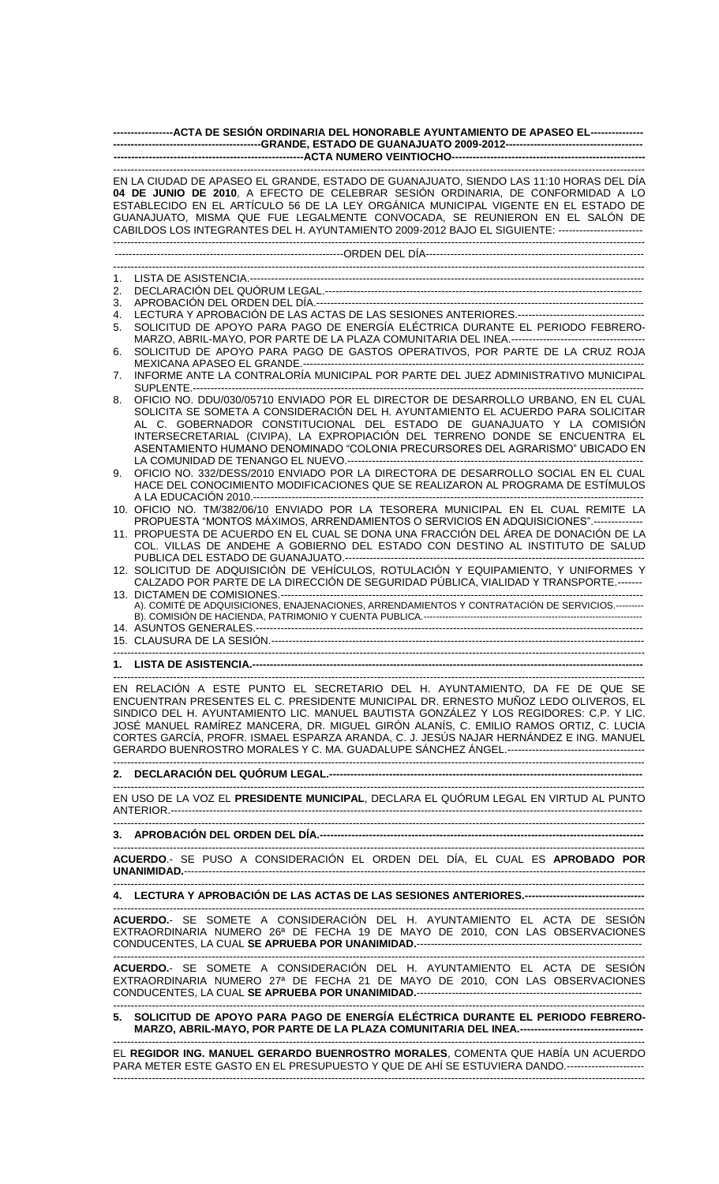**ACTA DE SESIÓN ORDINARIA DEL HONORABLE AYUNTAMIENTO DE APASEO EL GRANDE, ESTADO DE GUANAJUATO 2009-2012**

**ACTA NUMERO VEINTIOCHO**

EN LA CIUDAD DE APASEO EL GRANDE, ESTADO DE GUANAJUATO, SIENDO LAS 11:10 HORAS DEL DÍA **04 DE JUNIO DE 2010**, A EFECTO DE CELEBRAR SESIÓN ORDINARIA, DE CONFORMIDAD A LO ESTABLECIDO EN EL ARTÍCULO 56 DE LA LEY ORGÁNICA MUNICIPAL VIGENTE EN EL ESTADO DE GUANAJUATO, MISMA QUE FUE LEGALMENTE CONVOCADA, SE REUNIERON EN EL SALÓN DE CABILDOS LOS INTEGRANTES DEL H. AYUNTAMIENTO 2009-2012 BAJO EL SIGUIENTE: ------------------------

ORDEN DEL DÍA

1. LISTA DE ASISTENCIA.
2. DECLARACIÓN DEL QUÓRUM LEGAL.
3. APROBACIÓN DEL ORDEN DEL DÍA.
4. LECTURA Y APROBACIÓN DE LAS ACTAS DE LAS SESIONES ANTERIORES.
5. SOLICITUD DE APOYO PARA PAGO DE ENERGÍA ELÉCTRICA DURANTE EL PERIODO FEBRERO-MARZO, ABRIL-MAYO, POR PARTE DE LA PLAZA COMUNITARIA DEL INEA.
6. SOLICITUD DE APOYO PARA PAGO DE GASTOS OPERATIVOS, POR PARTE DE LA CRUZ ROJA MEXICANA APASEO EL GRANDE.
7. INFORME ANTE LA CONTRALORÍA MUNICIPAL POR PARTE DEL JUEZ ADMINISTRATIVO MUNICIPAL SUPLENTE.
8. OFICIO NO. DDU/030/05710 ENVIADO POR EL DIRECTOR DE DESARROLLO URBANO, EN EL CUAL SOLICITA SE SOMETA A CONSIDERACIÓN DEL H. AYUNTAMIENTO EL ACUERDO PARA SOLICITAR AL C. GOBERNADOR CONSTITUCIONAL DEL ESTADO DE GUANAJUATO Y LA COMISIÓN INTERSECRETARIAL (CIVIPA), LA EXPROPIACIÓN DEL TERRENO DONDE SE ENCUENTRA EL ASENTAMIENTO HUMANO DENOMINADO "COLONIA PRECURSORES DEL AGRARISMO" UBICADO EN LA COMUNIDAD DE TENANGO EL NUEVO.
9. OFICIO NO. 332/DESS/2010 ENVIADO POR LA DIRECTORA DE DESARROLLO SOCIAL EN EL CUAL HACE DEL CONOCIMIENTO MODIFICACIONES QUE SE REALIZARON AL PROGRAMA DE ESTÍMULOS A LA EDUCACIÓN 2010.
10. OFICIO NO. TM/382/06/10 ENVIADO POR LA TESORERA MUNICIPAL EN EL CUAL REMITE LA PROPUESTA "MONTOS MÁXIMOS, ARRENDAMIENTOS O SERVICIOS EN ADQUISICIONES".
11. PROPUESTA DE ACUERDO EN EL CUAL SE DONA UNA FRACCIÓN DEL ÁREA DE DONACIÓN DE LA COL. VILLAS DE ANDEHE A GOBIERNO DEL ESTADO CON DESTINO AL INSTITUTO DE SALUD PUBLICA DEL ESTADO DE GUANAJUATO.
12. SOLICITUD DE ADQUISICIÓN DE VEHÍCULOS, ROTULACIÓN Y EQUIPAMIENTO, Y UNIFORMES Y CALZADO POR PARTE DE LA DIRECCIÓN DE SEGURIDAD PÚBLICA, VIALIDAD Y TRANSPORTE.
13. DICTAMEN DE COMISIONES.
    A). COMITÉ DE ADQUISICIONES, ENAJENACIONES, ARRENDAMIENTOS Y CONTRATACIÓN DE SERVICIOS.
    B). COMISIÓN DE HACIENDA, PATRIMONIO Y CUENTA PUBLICA.
14. ASUNTOS GENERALES.
15. CLAUSURA DE LA SESIÓN.

**1. LISTA DE ASISTENCIA.**

EN RELACIÓN A ESTE PUNTO EL SECRETARIO DEL H. AYUNTAMIENTO, DA FE DE QUE SE ENCUENTRAN PRESENTES EL C. PRESIDENTE MUNICIPAL DR. ERNESTO MUÑOZ LEDO OLIVEROS, EL SINDICO DEL H. AYUNTAMIENTO LIC. MANUEL BAUTISTA GONZÁLEZ Y LOS REGIDORES: C.P. Y LIC. JOSÉ MANUEL RAMÍREZ MANCERA, DR. MIGUEL GIRÓN ALANÍS, C. EMILIO RAMOS ORTIZ, C. LUCIA CORTES GARCÍA, PROFR. ISMAEL ESPARZA ARANDA, C. J. JESÚS NAJAR HERNÁNDEZ E ING. MANUEL GERARDO BUENROSTRO MORALES Y C. MA. GUADALUPE SÁNCHEZ ÁNGEL.

**2. DECLARACIÓN DEL QUÓRUM LEGAL.**

EN USO DE LA VOZ EL **PRESIDENTE MUNICIPAL**, DECLARA EL QUÓRUM LEGAL EN VIRTUD AL PUNTO ANTERIOR.

**3. APROBACIÓN DEL ORDEN DEL DÍA.**

**ACUERDO**.- SE PUSO A CONSIDERACIÓN EL ORDEN DEL DÍA, EL CUAL ES **APROBADO POR UNANIMIDAD.**

**4. LECTURA Y APROBACIÓN DE LAS ACTAS DE LAS SESIONES ANTERIORES.**

**ACUERDO.**- SE SOMETE A CONSIDERACIÓN DEL H. AYUNTAMIENTO EL ACTA DE SESIÓN EXTRAORDINARIA NUMERO 26ª DE FECHA 19 DE MAYO DE 2010, CON LAS OBSERVACIONES CONDUCENTES, LA CUAL **SE APRUEBA POR UNANIMIDAD.**

**ACUERDO.**- SE SOMETE A CONSIDERACIÓN DEL H. AYUNTAMIENTO EL ACTA DE SESIÓN EXTRAORDINARIA NUMERO 27ª DE FECHA 21 DE MAYO DE 2010, CON LAS OBSERVACIONES CONDUCENTES, LA CUAL **SE APRUEBA POR UNANIMIDAD.**

**5. SOLICITUD DE APOYO PARA PAGO DE ENERGÍA ELÉCTRICA DURANTE EL PERIODO FEBRERO-MARZO, ABRIL-MAYO, POR PARTE DE LA PLAZA COMUNITARIA DEL INEA.**

EL **REGIDOR ING. MANUEL GERARDO BUENROSTRO MORALES**, COMENTA QUE HABÍA UN ACUERDO PARA METER ESTE GASTO EN EL PRESUPUESTO Y QUE DE AHÍ SE ESTUVIERA DANDO.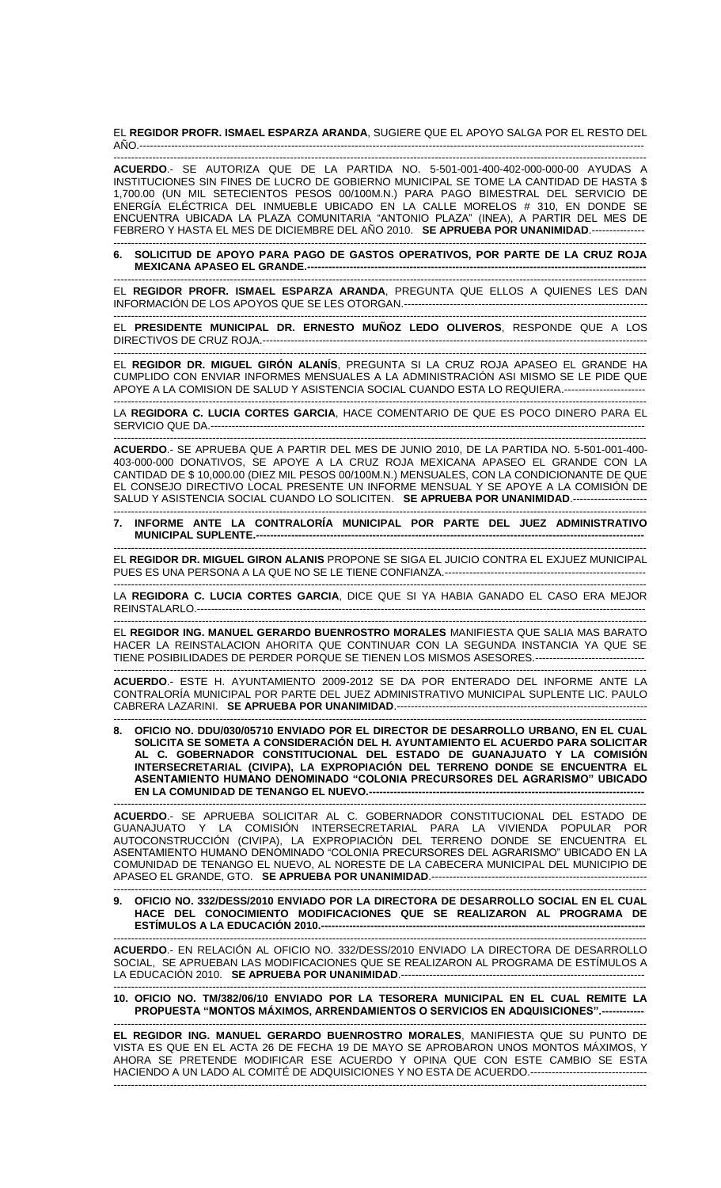EL **REGIDOR PROFR. ISMAEL ESPARZA ARANDA**, SUGIERE QUE EL APOYO SALGA POR EL RESTO DEL AÑO.------------------------------------------------------------------------------------------------------------------------------------

---

**ACUERDO**.- SE AUTORIZA QUE DE LA PARTIDA NO. 5-501-001-400-402-000-000-00 AYUDAS A INSTITUCIONES SIN FINES DE LUCRO DE GOBIERNO MUNICIPAL SE TOME LA CANTIDAD DE HASTA $ 1,700.00 (UN MIL SETECIENTOS PESOS 00/100M.N.) PARA PAGO BIMESTRAL DEL SERVICIO DE ENERGÍA ELÉCTRICA DEL INMUEBLE UBICADO EN LA CALLE MORELOS # 310, EN DONDE SE ENCUENTRA UBICADA LA PLAZA COMUNITARIA "ANTONIO PLAZA" (INEA), A PARTIR DEL MES DE FEBRERO Y HASTA EL MES DE DICIEMBRE DEL AÑO 2010. **SE APRUEBA POR UNANIMIDAD**.---------------

---

**6. SOLICITUD DE APOYO PARA PAGO DE GASTOS OPERATIVOS, POR PARTE DE LA CRUZ ROJA MEXICANA APASEO EL GRANDE.----------------------------------------------------------------------------------------------**

---

EL **REGIDOR PROFR. ISMAEL ESPARZA ARANDA**, PREGUNTA QUE ELLOS A QUIENES LES DAN INFORMACIÓN DE LOS APOYOS QUE SE LES OTORGAN.--------------------------------------------------------------------

---

EL **PRESIDENTE MUNICIPAL DR. ERNESTO MUÑOZ LEDO OLIVEROS**, RESPONDE QUE A LOS DIRECTIVOS DE CRUZ ROJA.--------------------------------------------------------------------------------------------------------

---

EL **REGIDOR DR. MIGUEL GIRÓN ALANÍS**, PREGUNTA SI LA CRUZ ROJA APASEO EL GRANDE HA CUMPLIDO CON ENVIAR INFORMES MENSUALES A LA ADMINISTRACIÓN ASI MISMO SE LE PIDE QUE APOYE A LA COMISION DE SALUD Y ASISTENCIA SOCIAL CUANDO ESTA LO REQUIERA.-----------------------

---

LA **REGIDORA C. LUCIA CORTES GARCIA**, HACE COMENTARIO DE QUE ES POCO DINERO PARA EL SERVICIO QUE DA.-------------------------------------------------------------------------------------------------------------------

---

**ACUERDO**.- SE APRUEBA QUE A PARTIR DEL MES DE JUNIO 2010, DE LA PARTIDA NO. 5-501-001-400-403-000-000 DONATIVOS, SE APOYE A LA CRUZ ROJA MEXICANA APASEO EL GRANDE CON LA CANTIDAD DE $ 10,000.00 (DIEZ MIL PESOS 00/100M.N.) MENSUALES, CON LA CONDICIONANTE DE QUE EL CONSEJO DIRECTIVO LOCAL PRESENTE UN INFORME MENSUAL Y SE APOYE A LA COMISIÓN DE SALUD Y ASISTENCIA SOCIAL CUANDO LO SOLICITEN. **SE APRUEBA POR UNANIMIDAD**.---------------------

---

**7. INFORME ANTE LA CONTRALORÍA MUNICIPAL POR PARTE DEL JUEZ ADMINISTRATIVO MUNICIPAL SUPLENTE.----------------------------------------------------------------------------------------------------------**

---

EL **REGIDOR DR. MIGUEL GIRON ALANIS** PROPONE SE SIGA EL JUICIO CONTRA EL EXJUEZ MUNICIPAL PUES ES UNA PERSONA A LA QUE NO SE LE TIENE CONFIANZA.--------------------------------------------------------

---

LA **REGIDORA C. LUCIA CORTES GARCIA**, DICE QUE SI YA HABIA GANADO EL CASO ERA MEJOR REINSTALARLO.--------------------------------------------------------------------------------------------------------------------

---

EL **REGIDOR ING. MANUEL GERARDO BUENROSTRO MORALES** MANIFIESTA QUE SALIA MAS BARATO HACER LA REINSTALACION AHORITA QUE CONTINUAR CON LA SEGUNDA INSTANCIA YA QUE SE TIENE POSIBILIDADES DE PERDER PORQUE SE TIENEN LOS MISMOS ASESORES.-------------------------------

---

**ACUERDO**.- ESTE H. AYUNTAMIENTO 2009-2012 SE DA POR ENTERADO DEL INFORME ANTE LA CONTRALORÍA MUNICIPAL POR PARTE DEL JUEZ ADMINISTRATIVO MUNICIPAL SUPLENTE LIC. PAULO CABRERA LAZARINI. **SE APRUEBA POR UNANIMIDAD**.--------------------------------------------------------------------

---

**8. OFICIO NO. DDU/030/05710 ENVIADO POR EL DIRECTOR DE DESARROLLO URBANO, EN EL CUAL SOLICITA SE SOMETA A CONSIDERACIÓN DEL H. AYUNTAMIENTO EL ACUERDO PARA SOLICITAR AL C. GOBERNADOR CONSTITUCIONAL DEL ESTADO DE GUANAJUATO Y LA COMISIÓN INTERSECRETARIAL (CIVIPA), LA EXPROPIACIÓN DEL TERRENO DONDE SE ENCUENTRA EL ASENTAMIENTO HUMANO DENOMINADO "COLONIA PRECURSORES DEL AGRARISMO" UBICADO EN LA COMUNIDAD DE TENANGO EL NUEVO.----------------------------------------------------------------------------------**

---

**ACUERDO**.- SE APRUEBA SOLICITAR AL C. GOBERNADOR CONSTITUCIONAL DEL ESTADO DE GUANAJUATO Y LA COMISIÓN INTERSECRETARIAL PARA LA VIVIENDA POPULAR POR AUTOCONSTRUCCIÓN (CIVIPA), LA EXPROPIACIÓN DEL TERRENO DONDE SE ENCUENTRA EL ASENTAMIENTO HUMANO DENOMINADO "COLONIA PRECURSORES DEL AGRARISMO" UBICADO EN LA COMUNIDAD DE TENANGO EL NUEVO, AL NORESTE DE LA CABECERA MUNICIPAL DEL MUNICIPIO DE APASEO EL GRANDE, GTO. **SE APRUEBA POR UNANIMIDAD**.------------------------------------------------------------

---

**9. OFICIO NO. 332/DESS/2010 ENVIADO POR LA DIRECTORA DE DESARROLLO SOCIAL EN EL CUAL HACE DEL CONOCIMIENTO MODIFICACIONES QUE SE REALIZARON AL PROGRAMA DE ESTÍMULOS A LA EDUCACIÓN 2010.--------------------------------------------------------------------------------------------------**

---

**ACUERDO**.- EN RELACIÓN AL OFICIO NO. 332/DESS/2010 ENVIADO LA DIRECTORA DE DESARROLLO SOCIAL, SE APRUEBAN LAS MODIFICACIONES QUE SE REALIZARON AL PROGRAMA DE ESTÍMULOS A LA EDUCACIÓN 2010. **SE APRUEBA POR UNANIMIDAD**.-----------------------------------------------------------------

---

**10. OFICIO NO. TM/382/06/10 ENVIADO POR LA TESORERA MUNICIPAL EN EL CUAL REMITE LA PROPUESTA "MONTOS MÁXIMOS, ARRENDAMIENTOS O SERVICIOS EN ADQUISICIONES".------------**

---

**EL REGIDOR ING. MANUEL GERARDO BUENROSTRO MORALES**, MANIFIESTA QUE SU PUNTO DE VISTA ES QUE EN EL ACTA 26 DE FECHA 19 DE MAYO SE APROBARON UNOS MONTOS MÁXIMOS, Y AHORA SE PRETENDE MODIFICAR ESE ACUERDO Y OPINA QUE CON ESTE CAMBIO SE ESTA HACIENDO A UN LADO AL COMITÉ DE ADQUISICIONES Y NO ESTA DE ACUERDO.---------------------------------

---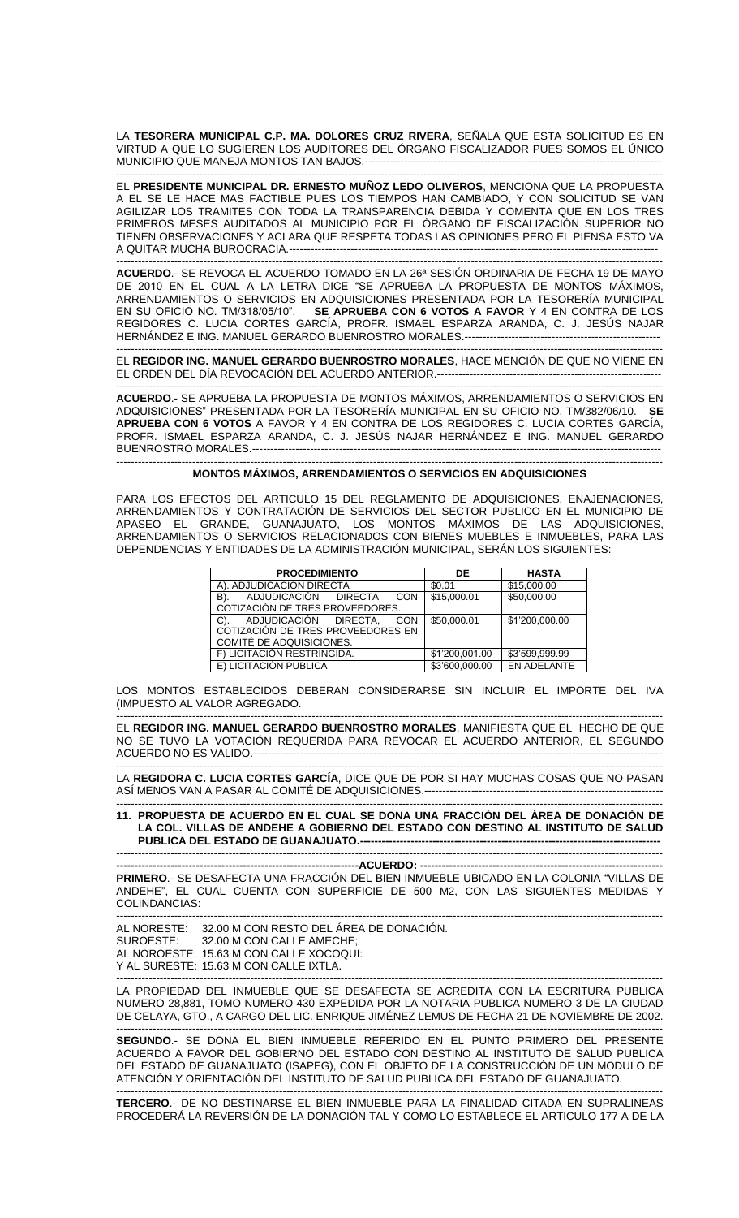LA **TESORERA MUNICIPAL C.P. MA. DOLORES CRUZ RIVERA**, SEÑALA QUE ESTA SOLICITUD ES EN VIRTUD A QUE LO SUGIEREN LOS AUDITORES DEL ÓRGANO FISCALIZADOR PUES SOMOS EL ÚNICO MUNICIPIO QUE MANEJA MONTOS TAN BAJOS.------------------------------------------------------------------------------------

EL **PRESIDENTE MUNICIPAL DR. ERNESTO MUÑOZ LEDO OLIVEROS**, MENCIONA QUE LA PROPUESTA A EL SE LE HACE MAS FACTIBLE PUES LOS TIEMPOS HAN CAMBIADO, Y CON SOLICITUD SE VAN AGILIZAR LOS TRAMITES CON TODA LA TRANSPARENCIA DEBIDA Y COMENTA QUE EN LOS TRES PRIMEROS MESES AUDITADOS AL MUNICIPIO POR EL ÓRGANO DE FISCALIZACIÓN SUPERIOR NO TIENEN OBSERVACIONES Y ACLARA QUE RESPETA TODAS LAS OPINIONES PERO EL PIENSA ESTO VA A QUITAR MUCHA BUROCRACIA.-------------------------------------------------------------------------------------------------------

**ACUERDO**.- SE REVOCA EL ACUERDO TOMADO EN LA 26ª SESIÓN ORDINARIA DE FECHA 19 DE MAYO DE 2010 EN EL CUAL A LA LETRA DICE "SE APRUEBA LA PROPUESTA DE MONTOS MÁXIMOS, ARRENDAMIENTOS O SERVICIOS EN ADQUISICIONES PRESENTADA POR LA TESORERÍA MUNICIPAL EN SU OFICIO NO. TM/318/05/10". **SE APRUEBA CON 6 VOTOS A FAVOR** Y 4 EN CONTRA DE LOS REGIDORES C. LUCIA CORTES GARCÍA, PROFR. ISMAEL ESPARZA ARANDA, C. J. JESÚS NAJAR HERNÁNDEZ E ING. MANUEL GERARDO BUENROSTRO MORALES.------------------------------------------------------

EL **REGIDOR ING. MANUEL GERARDO BUENROSTRO MORALES**, HACE MENCIÓN DE QUE NO VIENE EN EL ORDEN DEL DÍA REVOCACIÓN DEL ACUERDO ANTERIOR.---------------------------------------------------------------

**ACUERDO**.- SE APRUEBA LA PROPUESTA DE MONTOS MÁXIMOS, ARRENDAMIENTOS O SERVICIOS EN ADQUISICIONES" PRESENTADA POR LA TESORERÍA MUNICIPAL EN SU OFICIO NO. TM/382/06/10. **SE APRUEBA CON 6 VOTOS** A FAVOR Y 4 EN CONTRA DE LOS REGIDORES C. LUCIA CORTES GARCÍA, PROFR. ISMAEL ESPARZA ARANDA, C. J. JESÚS NAJAR HERNÁNDEZ E ING. MANUEL GERARDO BUENROSTRO MORALES.------------------------------------------------------------------------------------------------------------

**MONTOS MÁXIMOS, ARRENDAMIENTOS O SERVICIOS EN ADQUISICIONES**

PARA LOS EFECTOS DEL ARTICULO 15 DEL REGLAMENTO DE ADQUISICIONES, ENAJENACIONES, ARRENDAMIENTOS Y CONTRATACIÓN DE SERVICIOS DEL SECTOR PUBLICO EN EL MUNICIPIO DE APASEO EL GRANDE, GUANAJUATO, LOS MONTOS MÁXIMOS DE LAS ADQUISICIONES, ARRENDAMIENTOS O SERVICIOS RELACIONADOS CON BIENES MUEBLES E INMUEBLES, PARA LAS DEPENDENCIAS Y ENTIDADES DE LA ADMINISTRACIÓN MUNICIPAL, SERÁN LOS SIGUIENTES:

| PROCEDIMIENTO | DE | HASTA |
|---|---|---|
| A). ADJUDICACIÓN DIRECTA | $0.01 | $15,000.00 |
| B). ADJUDICACIÓN DIRECTA CON COTIZACIÓN DE TRES PROVEEDORES. | $15,000.01 | $50,000.00 |
| C). ADJUDICACIÓN DIRECTA, CON COTIZACIÓN DE TRES PROVEEDORES EN COMITÉ DE ADQUISICIONES. | $50,000.01 | $1'200,000.00 |
| F) LICITACIÓN RESTRINGIDA. | $1'200,001.00 | $3'599,999.99 |
| E) LICITACIÓN PUBLICA | $3'600,000.00 | EN ADELANTE |

LOS MONTOS ESTABLECIDOS DEBERAN CONSIDERARSE SIN INCLUIR EL IMPORTE DEL IVA (IMPUESTO AL VALOR AGREGADO.

EL **REGIDOR ING. MANUEL GERARDO BUENROSTRO MORALES**, MANIFIESTA QUE EL HECHO DE QUE NO SE TUVO LA VOTACIÓN REQUERIDA PARA REVOCAR EL ACUERDO ANTERIOR, EL SEGUNDO ACUERDO NO ES VALIDO.-------------------------------------------------------------------------------------------------------

LA **REGIDORA C. LUCIA CORTES GARCÍA**, DICE QUE DE POR SI HAY MUCHAS COSAS QUE NO PASAN ASÍ MENOS VAN A PASAR AL COMITÉ DE ADQUISICIONES.---------------------------------------------------------------

**11. PROPUESTA DE ACUERDO EN EL CUAL SE DONA UNA FRACCIÓN DEL ÁREA DE DONACIÓN DE LA COL. VILLAS DE ANDEHE A GOBIERNO DEL ESTADO CON DESTINO AL INSTITUTO DE SALUD PUBLICA DEL ESTADO DE GUANAJUATO.---------------------------------------------------------------------------------**

**-------------------------------------------------------------------ACUERDO: -------------------------------------------------------------------**

**PRIMERO**.- SE DESAFECTA UNA FRACCIÓN DEL BIEN INMUEBLE UBICADO EN LA COLONIA "VILLAS DE ANDEHE", EL CUAL CUENTA CON SUPERFICIE DE 500 M2, CON LAS SIGUIENTES MEDIDAS Y COLINDANCIAS:

AL NORESTE: 32.00 M CON RESTO DEL ÁREA DE DONACIÓN.
SUROESTE: 32.00 M CON CALLE AMECHE;
AL NOROESTE: 15.63 M CON CALLE XOCOQUI:
Y AL SURESTE: 15.63 M CON CALLE IXTLA.

LA PROPIEDAD DEL INMUEBLE QUE SE DESAFECTA SE ACREDITA CON LA ESCRITURA PUBLICA NUMERO 28,881, TOMO NUMERO 430 EXPEDIDA POR LA NOTARIA PUBLICA NUMERO 3 DE LA CIUDAD DE CELAYA, GTO., A CARGO DEL LIC. ENRIQUE JIMÉNEZ LEMUS DE FECHA 21 DE NOVIEMBRE DE 2002.

**SEGUNDO**.- SE DONA EL BIEN INMUEBLE REFERIDO EN EL PUNTO PRIMERO DEL PRESENTE ACUERDO A FAVOR DEL GOBIERNO DEL ESTADO CON DESTINO AL INSTITUTO DE SALUD PUBLICA DEL ESTADO DE GUANAJUATO (ISAPEG), CON EL OBJETO DE LA CONSTRUCCIÓN DE UN MODULO DE ATENCIÓN Y ORIENTACIÓN DEL INSTITUTO DE SALUD PUBLICA DEL ESTADO DE GUANAJUATO.

**TERCERO**.- DE NO DESTINARSE EL BIEN INMUEBLE PARA LA FINALIDAD CITADA EN SUPRALINEAS PROCEDERÁ LA REVERSIÓN DE LA DONACIÓN TAL Y COMO LO ESTABLECE EL ARTICULO 177 A DE LA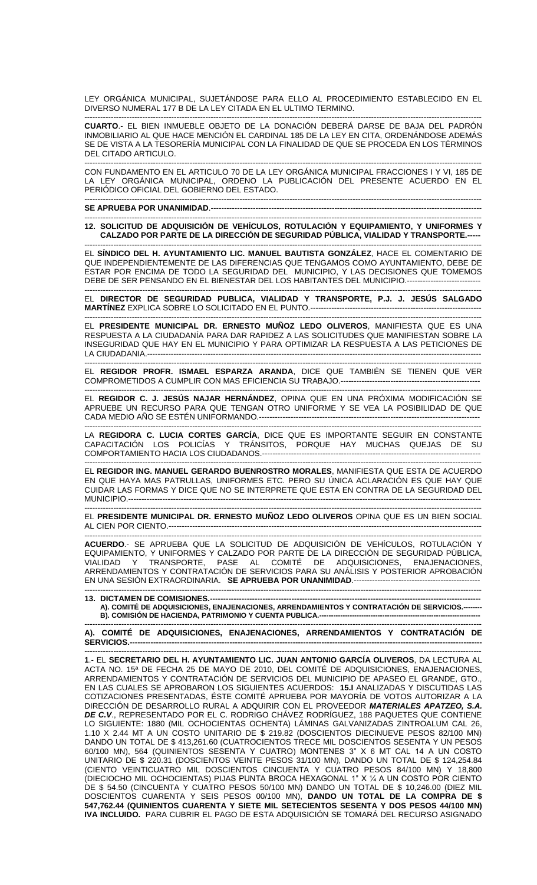LEY ORGÁNICA MUNICIPAL, SUJETÁNDOSE PARA ELLO AL PROCEDIMIENTO ESTABLECIDO EN EL DIVERSO NUMERAL 177 B DE LA LEY CITADA EN EL ULTIMO TERMINO.

**CUARTO**.- EL BIEN INMUEBLE OBJETO DE LA DONACIÓN DEBERÁ DARSE DE BAJA DEL PADRÓN INMOBILIARIO AL QUE HACE MENCIÓN EL CARDINAL 185 DE LA LEY EN CITA, ORDENÁNDOSE ADEMÁS SE DE VISTA A LA TESORERÍA MUNICIPAL CON LA FINALIDAD DE QUE SE PROCEDA EN LOS TÉRMINOS DEL CITADO ARTICULO.

CON FUNDAMENTO EN EL ARTICULO 70 DE LA LEY ORGÁNICA MUNICIPAL FRACCIONES I Y VI, 185 DE LA LEY ORGÁNICA MUNICIPAL, ORDENO LA PUBLICACIÓN DEL PRESENTE ACUERDO EN EL PERIÓDICO OFICIAL DEL GOBIERNO DEL ESTADO.

**SE APRUEBA POR UNANIMIDAD**.

**12. SOLICITUD DE ADQUISICIÓN DE VEHÍCULOS, ROTULACIÓN Y EQUIPAMIENTO, Y UNIFORMES Y CALZADO POR PARTE DE LA DIRECCIÓN DE SEGURIDAD PÚBLICA, VIALIDAD Y TRANSPORTE.**

EL **SÍNDICO DEL H. AYUNTAMIENTO LIC. MANUEL BAUTISTA GONZÁLEZ**, HACE EL COMENTARIO DE QUE INDEPENDIENTEMENTE DE LAS DIFERENCIAS QUE TENGAMOS COMO AYUNTAMIENTO, DEBE DE ESTAR POR ENCIMA DE TODO LA SEGURIDAD DEL MUNICIPIO, Y LAS DECISIONES QUE TOMEMOS DEBE DE SER PENSANDO EN EL BIENESTAR DEL LOS HABITANTES DEL MUNICIPIO.

EL **DIRECTOR DE SEGURIDAD PUBLICA, VIALIDAD Y TRANSPORTE, P.J. J. JESÚS SALGADO MARTÍNEZ** EXPLICA SOBRE LO SOLICITADO EN EL PUNTO.

EL **PRESIDENTE MUNICIPAL DR. ERNESTO MUÑOZ LEDO OLIVEROS**, MANIFIESTA QUE ES UNA RESPUESTA A LA CIUDADANÍA PARA DAR RAPIDEZ A LAS SOLICITUDES QUE MANIFIESTAN SOBRE LA INSEGURIDAD QUE HAY EN EL MUNICIPIO Y PARA OPTIMIZAR LA RESPUESTA A LAS PETICIONES DE LA CIUDADANIA.

EL **REGIDOR PROFR. ISMAEL ESPARZA ARANDA**, DICE QUE TAMBIÉN SE TIENEN QUE VER COMPROMETIDOS A CUMPLIR CON MAS EFICIENCIA SU TRABAJO.

EL **REGIDOR C. J. JESÚS NAJAR HERNÁNDEZ**, OPINA QUE EN UNA PRÓXIMA MODIFICACIÓN SE APRUEBE UN RECURSO PARA QUE TENGAN OTRO UNIFORME Y SE VEA LA POSIBILIDAD DE QUE CADA MEDIO AÑO SE ESTÉN UNIFORMANDO.

LA **REGIDORA C. LUCIA CORTES GARCÍA**, DICE QUE ES IMPORTANTE SEGUIR EN CONSTANTE CAPACITACIÓN LOS POLICÍAS Y TRÁNSITOS, PORQUE HAY MUCHAS QUEJAS DE SU COMPORTAMIENTO HACIA LOS CIUDADANOS.

EL **REGIDOR ING. MANUEL GERARDO BUENROSTRO MORALES**, MANIFIESTA QUE ESTA DE ACUERDO EN QUE HAYA MAS PATRULLAS, UNIFORMES ETC. PERO SU ÚNICA ACLARACIÓN ES QUE HAY QUE CUIDAR LAS FORMAS Y DICE QUE NO SE INTERPRETE QUE ESTA EN CONTRA DE LA SEGURIDAD DEL MUNICIPIO.

EL **PRESIDENTE MUNICIPAL DR. ERNESTO MUÑOZ LEDO OLIVEROS** OPINA QUE ES UN BIEN SOCIAL AL CIEN POR CIENTO.

**ACUERDO**.- SE APRUEBA QUE LA SOLICITUD DE ADQUISICIÓN DE VEHÍCULOS, ROTULACIÓN Y EQUIPAMIENTO, Y UNIFORMES Y CALZADO POR PARTE DE LA DIRECCIÓN DE SEGURIDAD PÚBLICA, VIALIDAD Y TRANSPORTE, PASE AL COMITÉ DE ADQUISICIONES, ENAJENACIONES, ARRENDAMIENTOS Y CONTRATACIÓN DE SERVICIOS PARA SU ANÁLISIS Y POSTERIOR APROBACIÓN EN UNA SESIÓN EXTRAORDINARIA. **SE APRUEBA POR UNANIMIDAD**.

**13. DICTAMEN DE COMISIONES.**
- **A). COMITÉ DE ADQUISICIONES, ENAJENACIONES, ARRENDAMIENTOS Y CONTRATACIÓN DE SERVICIOS.**
- **B). COMISIÓN DE HACIENDA, PATRIMONIO Y CUENTA PUBLICA.**

**A). COMITÉ DE ADQUISICIONES, ENAJENACIONES, ARRENDAMIENTOS Y CONTRATACIÓN DE SERVICIOS.**

**1**.- EL **SECRETARIO DEL H. AYUNTAMIENTO LIC. JUAN ANTONIO GARCÍA OLIVEROS**, DA LECTURA AL ACTA NO. 15ª DE FECHA 25 DE MAYO DE 2010, DEL COMITÉ DE ADQUISICIONES, ENAJENACIONES, ARRENDAMIENTOS Y CONTRATACIÓN DE SERVICIOS DEL MUNICIPIO DE APASEO EL GRANDE, GTO., EN LAS CUALES SE APROBARON LOS SIGUIENTES ACUERDOS: **15.I** ANALIZADAS Y DISCUTIDAS LAS COTIZACIONES PRESENTADAS, ÉSTE COMITÉ APRUEBA POR MAYORÍA DE VOTOS AUTORIZAR A LA DIRECCIÓN DE DESARROLLO RURAL A ADQUIRIR CON EL PROVEEDOR ***MATERIALES APATZEO, S.A. DE C.V***., REPRESENTADO POR EL C. RODRIGO CHÁVEZ RODRÍGUEZ, 188 PAQUETES QUE CONTIENE LO SIGUIENTE: 1880 (MIL OCHOCIENTAS OCHENTA) LÁMINAS GALVANIZADAS ZINTROALUM CAL 26, 1.10 X 2.44 MT A UN COSTO UNITARIO DE $ 219.82 (DOSCIENTOS DIECINUEVE PESOS 82/100 MN) DANDO UN TOTAL DE $ 413,261.60 (CUATROCIENTOS TRECE MIL DOSCIENTOS SESENTA Y UN PESOS 60/100 MN), 564 (QUINIENTOS SESENTA Y CUATRO) MONTENES 3" X 6 MT CAL 14 A UN COSTO UNITARIO DE $ 220.31 (DOSCIENTOS VEINTE PESOS 31/100 MN), DANDO UN TOTAL DE $ 124,254.84 (CIENTO VEINTICUATRO MIL DOSCIENTOS CINCUENTA Y CUATRO PESOS 84/100 MN) Y 18,800 (DIECIOCHO MIL OCHOCIENTAS) PIJAS PUNTA BROCA HEXAGONAL 1" X ¼ A UN COSTO POR CIENTO DE $ 54.50 (CINCUENTA Y CUATRO PESOS 50/100 MN) DANDO UN TOTAL DE $ 10,246.00 (DIEZ MIL DOSCIENTOS CUARENTA Y SEIS PESOS 00/100 MN), **DANDO UN TOTAL DE LA COMPRA DE $ 547,762.44 (QUINIENTOS CUARENTA Y SIETE MIL SETECIENTOS SESENTA Y DOS PESOS 44/100 MN) IVA INCLUIDO.** PARA CUBRIR EL PAGO DE ESTA ADQUISICIÓN SE TOMARÁ DEL RECURSO ASIGNADO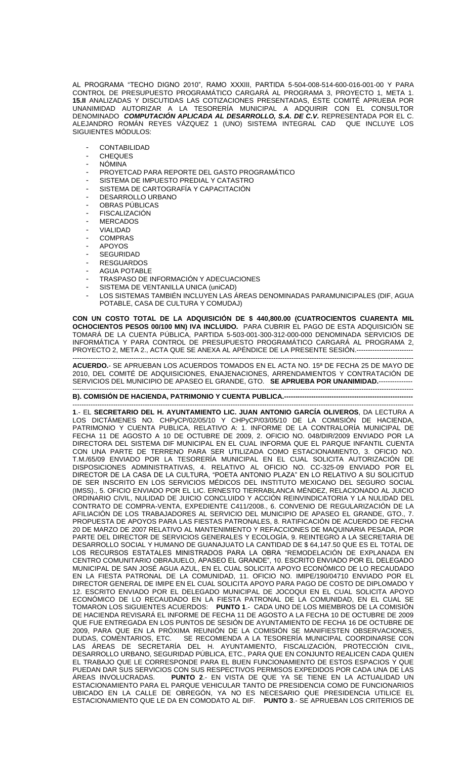AL PROGRAMA "TECHO DIGNO 2010", RAMO XXXIII, PARTIDA 5-504-008-514-600-016-001-00 Y PARA CONTROL DE PRESUPUESTO PROGRAMÁTICO CARGARÁ AL PROGRAMA 3, PROYECTO 1, META 1. **15.II** ANALIZADAS Y DISCUTIDAS LAS COTIZACIONES PRESENTADAS, ÉSTE COMITÉ APRUEBA POR UNANIMIDAD AUTORIZAR A LA TESORERÍA MUNICIPAL A ADQUIRIR CON EL CONSULTOR DENOMINADO ***COMPUTACIÓN APLICADA AL DESARROLLO, S.A. DE C.V.*** REPRESENTADA POR EL C. ALEJANDRO ROMÁN REYES VÁZQUEZ 1 (UNO) SISTEMA INTEGRAL CAD QUE INCLUYE LOS SIGUIENTES MÓDULOS:

- CONTABILIDAD
- CHEQUES
- NÓMINA
- PROYETCAD PARA REPORTE DEL GASTO PROGRAMÁTICO
- SISTEMA DE IMPUESTO PREDIAL Y CATASTRO
- SISTEMA DE CARTOGRAFÍA Y CAPACITACIÓN
- DESARROLLO URBANO
- OBRAS PÚBLICAS
- FISCALIZACIÓN
- MERCADOS
- VIALIDAD
- COMPRAS
- APOYOS
- SEGURIDAD
- RESGUARDOS
- AGUA POTABLE
- TRASPASO DE INFORMACIÓN Y ADECUACIONES
- SISTEMA DE VENTANILLA UNICA (uniCAD)
- LOS SISTEMAS TAMBIÉN INCLUYEN LAS ÁREAS DENOMINADAS PARAMUNICIPALES (DIF, AGUA POTABLE, CASA DE CULTURA Y COMUDAJ)

**CON UN COSTO TOTAL DE LA ADQUISICIÓN DE $ 440,800.00 (CUATROCIENTOS CUARENTA MIL OCHOCIENTOS PESOS 00/100 MN) IVA INCLUIDO.** PARA CUBRIR EL PAGO DE ESTA ADQUISICIÓN SE TOMARÁ DE LA CUENTA PÚBLICA, PARTIDA 5-503-001-300-312-000-000 DENOMINADA SERVICIOS DE INFORMÁTICA Y PARA CONTROL DE PRESUPUESTO PROGRAMÁTICO CARGARÁ AL PROGRAMA 2, PROYECTO 2, META 2., ACTA QUE SE ANEXA AL APÉNDICE DE LA PRESENTE SESIÓN.----------------------------------------------------------------------------------------------------------------------------------------------------------------

**ACUERDO.**- SE APRUEBAN LOS ACUERDOS TOMADOS EN EL ACTA NO. 15ª DE FECHA 25 DE MAYO DE 2010, DEL COMITÉ DE ADQUISICIONES, ENAJENACIONES, ARRENDAMIENTOS Y CONTRATACIÓN DE SERVICIOS DEL MUNICIPIO DE APASEO EL GRANDE, GTO. **SE APRUEBA POR UNANIMIDAD.**----------------------------------------------------------------------------------------------------------------------------------------------------------------

**B). COMISIÓN DE HACIENDA, PATRIMONIO Y CUENTA PUBLICA.**----------------------------------------------------------------------------------------------------------------------------------------------------------------

**1**.- EL **SECRETARIO DEL H. AYUNTAMIENTO LIC. JUAN ANTONIO GARCÍA OLIVEROS**, DA LECTURA A LOS DICTÁMENES NO. CHPyCP/02/05/10 Y CHPyCP/03/05/10 DE LA COMISIÓN DE HACIENDA, PATRIMONIO Y CUENTA PUBLICA, RELATIVO A: 1. INFORME DE LA CONTRALORÍA MUNICIPAL DE FECHA 11 DE AGOSTO A 10 DE OCTUBRE DE 2009, 2. OFICIO NO. 048/DIR/2009 ENVIADO POR LA DIRECTORA DEL SISTEMA DIF MUNICIPAL EN EL CUAL INFORMA QUE EL PARQUE INFANTIL CUENTA CON UNA PARTE DE TERRENO PARA SER UTILIZADA COMO ESTACIONAMIENTO, 3. OFICIO NO. T.M./65/09 ENVIADO POR LA TESORERÍA MUNICIPAL EN EL CUAL SOLICITA AUTORIZACIÓN DE DISPOSICIONES ADMINISTRATIVAS, 4. RELATIVO AL OFICIO NO. CC-325-09 ENVIADO POR EL DIRECTOR DE LA CASA DE LA CULTURA, "POETA ANTONIO PLAZA" EN LO RELATIVO A SU SOLICITUD DE SER INSCRITO EN LOS SERVICIOS MÉDICOS DEL INSTITUTO MEXICANO DEL SEGURO SOCIAL (IMSS)., 5. OFICIO ENVIADO POR EL LIC. ERNESTO TIERRABLANCA MÉNDEZ, RELACIONADO AL JUICIO ORDINARIO CIVIL, NULIDAD DE JUICIO CONCLUIDO Y ACCIÓN REINVINDICATORIA Y LA NULIDAD DEL CONTRATO DE COMPRA-VENTA, EXPEDIENTE C411/2008., 6. CONVENIO DE REGULARIZACIÓN DE LA AFILIACIÓN DE LOS TRABAJADORES AL SERVICIO DEL MUNICIPIO DE APASEO EL GRANDE, GTO., 7. PROPUESTA DE APOYOS PARA LAS FIESTAS PATRONALES, 8. RATIFICACIÓN DE ACUERDO DE FECHA 20 DE MARZO DE 2007 RELATIVO AL MANTENIMIENTO Y REFACCIONES DE MAQUINARIA PESADA, POR PARTE DEL DIRECTOR DE SERVICIOS GENERALES Y ECOLOGÍA, 9. REINTEGRO A LA SECRETARIA DE DESARROLLO SOCIAL Y HUMANO DE GUANAJUATO LA CANTIDAD DE $ 64,147.50 QUE ES EL TOTAL DE LOS RECURSOS ESTATALES MINISTRADOS PARA LA OBRA "REMODELACIÓN DE EXPLANADA EN CENTRO COMUNITARIO OBRAJUELO, APASEO EL GRANDE", 10. ESCRITO ENVIADO POR EL DELEGADO MUNICIPAL DE SAN JOSÉ AGUA AZUL, EN EL CUAL SOLICITA APOYO ECONÓMICO DE LO RECAUDADO EN LA FIESTA PATRONAL DE LA COMUNIDAD, 11. OFICIO NO. IMIPE/190/04710 ENVIADO POR EL DIRECTOR GENERAL DE IMIPE EN EL CUAL SOLICITA APOYO PARA PAGO DE COSTO DE DIPLOMADO Y 12. ESCRITO ENVIADO POR EL DELEGADO MUNICIPAL DE JOCOQUI EN EL CUAL SOLICITA APOYO ECONÓMICO DE LO RECAUDADO EN LA FIESTA PATRONAL DE LA COMUNIDAD, EN EL CUAL SE TOMARON LOS SIGUIENTES ACUERDOS: **PUNTO 1**.- CADA UNO DE LOS MIEMBROS DE LA COMISIÓN DE HACIENDA REVISARÁ EL INFORME DE FECHA 11 DE AGOSTO A LA FECHA 10 DE OCTUBRE DE 2009 QUE FUE ENTREGADA EN LOS PUNTOS DE SESIÓN DE AYUNTAMIENTO DE FECHA 16 DE OCTUBRE DE 2009, PARA QUE EN LA PRÓXIMA REUNIÓN DE LA COMISIÓN SE MANIFIESTEN OBSERVACIONES, DUDAS, COMENTARIOS, ETC. SE RECOMIENDA A LA TESORERÍA MUNICIPAL COORDINARSE CON LAS ÁREAS DE SECRETARÍA DEL H. AYUNTAMIENTO, FISCALIZACIÓN, PROTECCIÓN CIVIL, DESARROLLO URBANO, SEGURIDAD PÚBLICA, ETC., PARA QUE EN CONJUNTO REALICEN CADA QUIEN EL TRABAJO QUE LE CORRESPONDE PARA EL BUEN FUNCIONAMIENTO DE ESTOS ESPACIOS Y QUE PUEDAN DAR SUS SERVICIOS CON SUS RESPECTIVOS PERMISOS EXPEDIDOS POR CADA UNA DE LAS ÁREAS INVOLUCRADAS. **PUNTO 2**.- EN VISTA DE QUE YA SE TIENE EN LA ACTUALIDAD UN ESTACIONAMIENTO PARA EL PARQUE VEHICULAR TANTO DE PRESIDENCIA COMO DE FUNCIONARIOS UBICADO EN LA CALLE DE OBREGÓN, YA NO ES NECESARIO QUE PRESIDENCIA UTILICE EL ESTACIONAMIENTO QUE LE DA EN COMODATO AL DIF. **PUNTO 3**.- SE APRUEBAN LOS CRITERIOS DE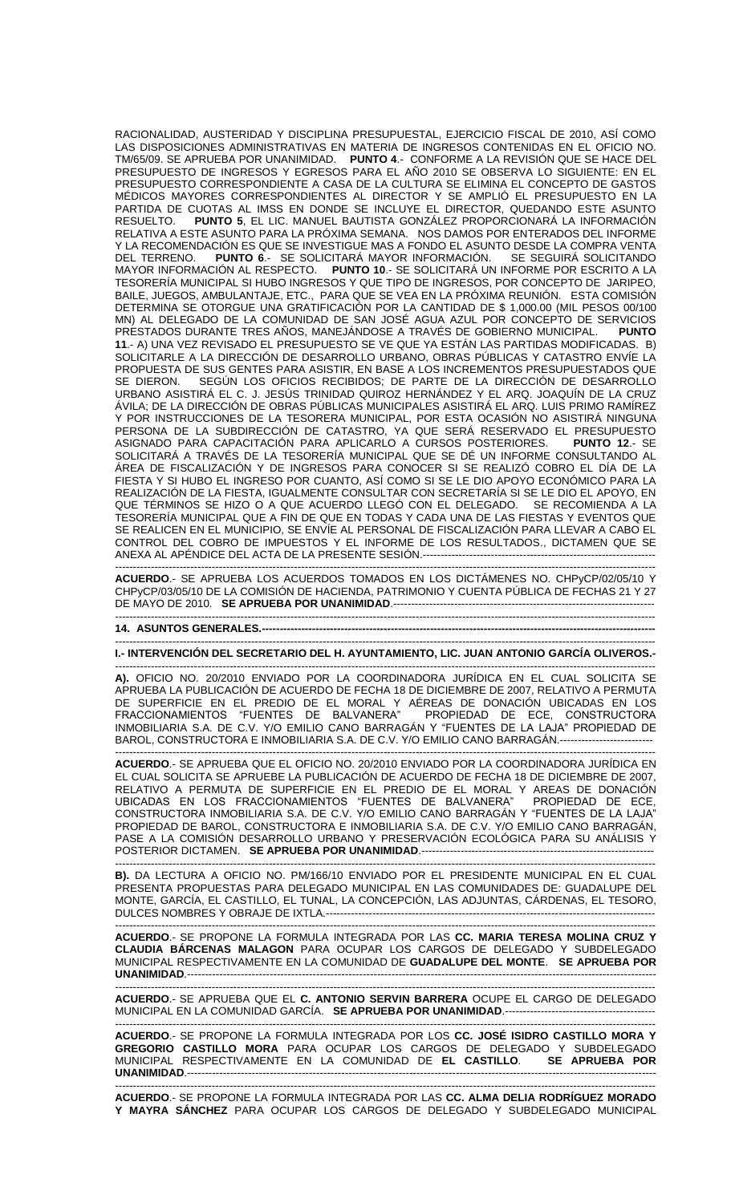RACIONALIDAD, AUSTERIDAD Y DISCIPLINA PRESUPUESTAL, EJERCICIO FISCAL DE 2010, ASÍ COMO LAS DISPOSICIONES ADMINISTRATIVAS EN MATERIA DE INGRESOS CONTENIDAS EN EL OFICIO NO. TM/65/09. SE APRUEBA POR UNANIMIDAD. **PUNTO 4**.- CONFORME A LA REVISIÓN QUE SE HACE DEL PRESUPUESTO DE INGRESOS Y EGRESOS PARA EL AÑO 2010 SE OBSERVA LO SIGUIENTE: EN EL PRESUPUESTO CORRESPONDIENTE A CASA DE LA CULTURA SE ELIMINA EL CONCEPTO DE GASTOS MÉDICOS MAYORES CORRESPONDIENTES AL DIRECTOR Y SE AMPLIÓ EL PRESUPUESTO EN LA PARTIDA DE CUOTAS AL IMSS EN DONDE SE INCLUYE EL DIRECTOR, QUEDANDO ESTE ASUNTO RESUELTO. **PUNTO 5**, EL LIC. MANUEL BAUTISTA GONZÁLEZ PROPORCIONARÁ LA INFORMACIÓN RELATIVA A ESTE ASUNTO PARA LA PRÓXIMA SEMANA. NOS DAMOS POR ENTERADOS DEL INFORME Y LA RECOMENDACIÓN ES QUE SE INVESTIGUE MAS A FONDO EL ASUNTO DESDE LA COMPRA VENTA DEL TERRENO. **PUNTO 6**.- SE SOLICITARÁ MAYOR INFORMACIÓN. SE SEGUIRÁ SOLICITANDO MAYOR INFORMACIÓN AL RESPECTO. **PUNTO 10**.- SE SOLICITARÁ UN INFORME POR ESCRITO A LA TESORERÍA MUNICIPAL SI HUBO INGRESOS Y QUE TIPO DE INGRESOS, POR CONCEPTO DE JARIPEO, BAILE, JUEGOS, AMBULANTAJE, ETC., PARA QUE SE VEA EN LA PRÓXIMA REUNIÓN. ESTA COMISIÓN DETERMINA SE OTORGUE UNA GRATIFICACIÓN POR LA CANTIDAD DE $ 1,000.00 (MIL PESOS 00/100 MN) AL DELEGADO DE LA COMUNIDAD DE SAN JOSÉ AGUA AZUL POR CONCEPTO DE SERVICIOS PRESTADOS DURANTE TRES AÑOS, MANEJÁNDOSE A TRAVÉS DE GOBIERNO MUNICIPAL. **PUNTO 11**.- A) UNA VEZ REVISADO EL PRESUPUESTO SE VE QUE YA ESTÁN LAS PARTIDAS MODIFICADAS. B) SOLICITARLE A LA DIRECCIÓN DE DESARROLLO URBANO, OBRAS PÚBLICAS Y CATASTRO ENVÍE LA PROPUESTA DE SUS GENTES PARA ASISTIR, EN BASE A LOS INCREMENTOS PRESUPUESTADOS QUE SE DIERON. SEGÚN LOS OFICIOS RECIBIDOS; DE PARTE DE LA DIRECCIÓN DE DESARROLLO URBANO ASISTIRÁ EL C. J. JESÚS TRINIDAD QUIROZ HERNÁNDEZ Y EL ARQ. JOAQUÍN DE LA CRUZ ÁVILA; DE LA DIRECCIÓN DE OBRAS PÚBLICAS MUNICIPALES ASISTIRÁ EL ARQ. LUIS PRIMO RAMÍREZ Y POR INSTRUCCIONES DE LA TESORERA MUNICIPAL, POR ESTA OCASIÓN NO ASISTIRÁ NINGUNA PERSONA DE LA SUBDIRECCIÓN DE CATASTRO, YA QUE SERÁ RESERVADO EL PRESUPUESTO ASIGNADO PARA CAPACITACIÓN PARA APLICARLO A CURSOS POSTERIORES. **PUNTO 12**.- SE SOLICITARÁ A TRAVÉS DE LA TESORERÍA MUNICIPAL QUE SE DÉ UN INFORME CONSULTANDO AL ÁREA DE FISCALIZACIÓN Y DE INGRESOS PARA CONOCER SI SE REALIZÓ COBRO EL DÍA DE LA FIESTA Y SI HUBO EL INGRESO POR CUANTO, ASÍ COMO SI SE LE DIO APOYO ECONÓMICO PARA LA REALIZACIÓN DE LA FIESTA, IGUALMENTE CONSULTAR CON SECRETARÍA SI SE LE DIO EL APOYO, EN QUE TÉRMINOS SE HIZO O A QUE ACUERDO LLEGÓ CON EL DELEGADO. SE RECOMIENDA A LA TESORERÍA MUNICIPAL QUE A FIN DE QUE EN TODAS Y CADA UNA DE LAS FIESTAS Y EVENTOS QUE SE REALICEN EN EL MUNICIPIO, SE ENVÍE AL PERSONAL DE FISCALIZACIÓN PARA LLEVAR A CABO EL CONTROL DEL COBRO DE IMPUESTOS Y EL INFORME DE LOS RESULTADOS., DICTAMEN QUE SE ANEXA AL APÉNDICE DEL ACTA DE LA PRESENTE SESIÓN.----------------------------------------------------------------

**ACUERDO**.- SE APRUEBA LOS ACUERDOS TOMADOS EN LOS DICTÁMENES NO. CHPyCP/02/05/10 Y CHPyCP/03/05/10 DE LA COMISIÓN DE HACIENDA, PATRIMONIO Y CUENTA PÚBLICA DE FECHAS 21 Y 27 DE MAYO DE 2010. **SE APRUEBA POR UNANIMIDAD**.-------------------------------------------------------------------------

**14. ASUNTOS GENERALES.------------------------------------------------------------------------------------------------------------**

**I.- INTERVENCIÓN DEL SECRETARIO DEL H. AYUNTAMIENTO, LIC. JUAN ANTONIO GARCÍA OLIVEROS.-**

**A).** OFICIO NO. 20/2010 ENVIADO POR LA COORDINADORA JURÍDICA EN EL CUAL SOLICITA SE APRUEBA LA PUBLICACIÓN DE ACUERDO DE FECHA 18 DE DICIEMBRE DE 2007, RELATIVO A PERMUTA DE SUPERFICIE EN EL PREDIO DE EL MORAL Y AÉREAS DE DONACIÓN UBICADAS EN LOS FRACCIONAMIENTOS "FUENTES DE BALVANERA" PROPIEDAD DE ECE, CONSTRUCTORA INMOBILIARIA S.A. DE C.V. Y/O EMILIO CANO BARRAGÁN Y "FUENTES DE LA LAJA" PROPIEDAD DE BAROL, CONSTRUCTORA E INMOBILIARIA S.A. DE C.V. Y/O EMILIO CANO BARRAGÁN.--------------------------

**ACUERDO**.- SE APRUEBA QUE EL OFICIO NO. 20/2010 ENVIADO POR LA COORDINADORA JURÍDICA EN EL CUAL SOLICITA SE APRUEBE LA PUBLICACIÓN DE ACUERDO DE FECHA 18 DE DICIEMBRE DE 2007, RELATIVO A PERMUTA DE SUPERFICIE EN EL PREDIO DE EL MORAL Y AREAS DE DONACIÓN UBICADAS EN LOS FRACCIONAMIENTOS "FUENTES DE BALVANERA" PROPIEDAD DE ECE, CONSTRUCTORA INMOBILIARIA S.A. DE C.V. Y/O EMILIO CANO BARRAGÁN Y "FUENTES DE LA LAJA" PROPIEDAD DE BAROL, CONSTRUCTORA E INMOBILIARIA S.A. DE C.V. Y/O EMILIO CANO BARRAGÁN, PASE A LA COMISIÓN DESARROLLO URBANO Y PRESERVACIÓN ECOLÓGICA PARA SU ANÁLISIS Y POSTERIOR DICTAMEN. **SE APRUEBA POR UNANIMIDAD**.----------------------------------------------------------------

**B).** DA LECTURA A OFICIO NO. PM/166/10 ENVIADO POR EL PRESIDENTE MUNICIPAL EN EL CUAL PRESENTA PROPUESTAS PARA DELEGADO MUNICIPAL EN LAS COMUNIDADES DE: GUADALUPE DEL MONTE, GARCÍA, EL CASTILLO, EL TUNAL, LA CONCEPCIÓN, LAS ADJUNTAS, CÁRDENAS, EL TESORO, DULCES NOMBRES Y OBRAJE DE IXTLA.-----------------------------------------------------------------------------------------------

**ACUERDO**.- SE PROPONE LA FORMULA INTEGRADA POR LAS **CC. MARIA TERESA MOLINA CRUZ Y CLAUDIA BÁRCENAS MALAGON** PARA OCUPAR LOS CARGOS DE DELEGADO Y SUBDELEGADO MUNICIPAL RESPECTIVAMENTE EN LA COMUNIDAD DE **GUADALUPE DEL MONTE**. **SE APRUEBA POR UNANIMIDAD**.----------------------------------------------------------------------------------------------------------------------------

**ACUERDO**.- SE APRUEBA QUE EL **C. ANTONIO SERVIN BARRERA** OCUPE EL CARGO DE DELEGADO MUNICIPAL EN LA COMUNIDAD GARCÍA. **SE APRUEBA POR UNANIMIDAD**.-------------------------------------------

**ACUERDO**.- SE PROPONE LA FORMULA INTEGRADA POR LOS **CC. JOSÉ ISIDRO CASTILLO MORA Y GREGORIO CASTILLO MORA** PARA OCUPAR LOS CARGOS DE DELEGADO Y SUBDELEGADO MUNICIPAL RESPECTIVAMENTE EN LA COMUNIDAD DE **EL CASTILLO**. **SE APRUEBA POR UNANIMIDAD**.----------------------------------------------------------------------------------------------------------------------------

**ACUERDO**.- SE PROPONE LA FORMULA INTEGRADA POR LAS **CC. ALMA DELIA RODRÍGUEZ MORADO Y MAYRA SÁNCHEZ** PARA OCUPAR LOS CARGOS DE DELEGADO Y SUBDELEGADO MUNICIPAL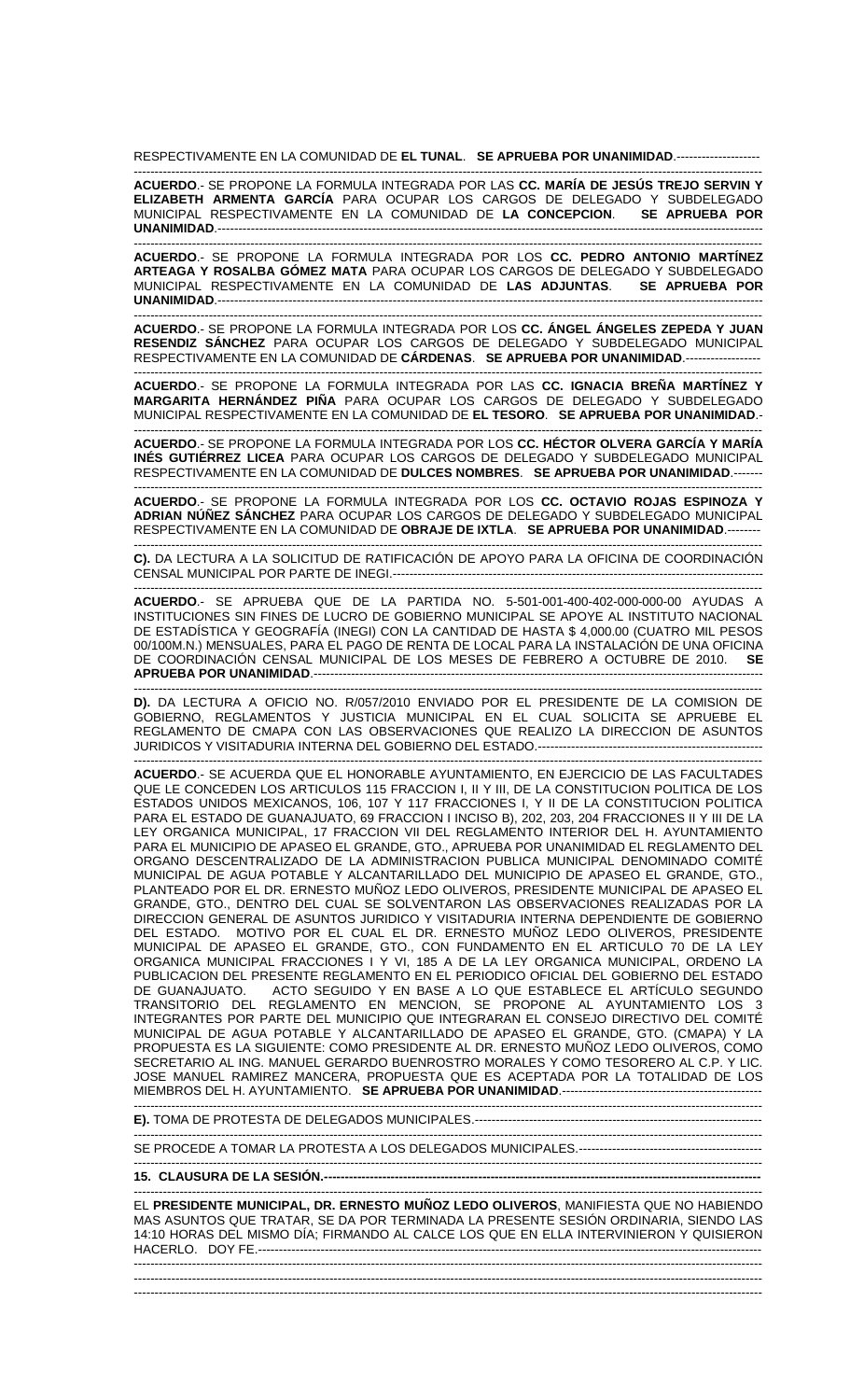RESPECTIVAMENTE EN LA COMUNIDAD DE **EL TUNAL**. **SE APRUEBA POR UNANIMIDAD**.--------------------

**ACUERDO**.- SE PROPONE LA FORMULA INTEGRADA POR LAS **CC. MARÍA DE JESÚS TREJO SERVIN Y ELIZABETH ARMENTA GARCÍA** PARA OCUPAR LOS CARGOS DE DELEGADO Y SUBDELEGADO MUNICIPAL RESPECTIVAMENTE EN LA COMUNIDAD DE **LA CONCEPCION**. **SE APRUEBA POR UNANIMIDAD**.--------------------

**ACUERDO**.- SE PROPONE LA FORMULA INTEGRADA POR LOS **CC. PEDRO ANTONIO MARTÍNEZ ARTEAGA Y ROSALBA GÓMEZ MATA** PARA OCUPAR LOS CARGOS DE DELEGADO Y SUBDELEGADO MUNICIPAL RESPECTIVAMENTE EN LA COMUNIDAD DE **LAS ADJUNTAS**. **SE APRUEBA POR UNANIMIDAD**.--------------------

**ACUERDO**.- SE PROPONE LA FORMULA INTEGRADA POR LOS **CC. ÁNGEL ÁNGELES ZEPEDA Y JUAN RESENDIZ SÁNCHEZ** PARA OCUPAR LOS CARGOS DE DELEGADO Y SUBDELEGADO MUNICIPAL RESPECTIVAMENTE EN LA COMUNIDAD DE **CÁRDENAS**. **SE APRUEBA POR UNANIMIDAD**.------------------

**ACUERDO**.- SE PROPONE LA FORMULA INTEGRADA POR LAS **CC. IGNACIA BREÑA MARTÍNEZ Y MARGARITA HERNÁNDEZ PIÑA** PARA OCUPAR LOS CARGOS DE DELEGADO Y SUBDELEGADO MUNICIPAL RESPECTIVAMENTE EN LA COMUNIDAD DE **EL TESORO**. **SE APRUEBA POR UNANIMIDAD**.-

**ACUERDO**.- SE PROPONE LA FORMULA INTEGRADA POR LOS **CC. HÉCTOR OLVERA GARCÍA Y MARÍA INÉS GUTIÉRREZ LICEA** PARA OCUPAR LOS CARGOS DE DELEGADO Y SUBDELEGADO MUNICIPAL RESPECTIVAMENTE EN LA COMUNIDAD DE **DULCES NOMBRES**. **SE APRUEBA POR UNANIMIDAD**.-------

**ACUERDO**.- SE PROPONE LA FORMULA INTEGRADA POR LOS **CC. OCTAVIO ROJAS ESPINOZA Y ADRIAN NÚÑEZ SÁNCHEZ** PARA OCUPAR LOS CARGOS DE DELEGADO Y SUBDELEGADO MUNICIPAL RESPECTIVAMENTE EN LA COMUNIDAD DE **OBRAJE DE IXTLA**. **SE APRUEBA POR UNANIMIDAD**.--------

**C).** DA LECTURA A LA SOLICITUD DE RATIFICACIÓN DE APOYO PARA LA OFICINA DE COORDINACIÓN CENSAL MUNICIPAL POR PARTE DE INEGI.--------------------

**ACUERDO**.- SE APRUEBA QUE DE LA PARTIDA NO. 5-501-001-400-402-000-000-00 AYUDAS A INSTITUCIONES SIN FINES DE LUCRO DE GOBIERNO MUNICIPAL SE APOYE AL INSTITUTO NACIONAL DE ESTADÍSTICA Y GEOGRAFÍA (INEGI) CON LA CANTIDAD DE HASTA $ 4,000.00 (CUATRO MIL PESOS 00/100M.N.) MENSUALES, PARA EL PAGO DE RENTA DE LOCAL PARA LA INSTALACIÓN DE UNA OFICINA DE COORDINACIÓN CENSAL MUNICIPAL DE LOS MESES DE FEBRERO A OCTUBRE DE 2010. **SE APRUEBA POR UNANIMIDAD**.--------------------

**D).** DA LECTURA A OFICIO NO. R/057/2010 ENVIADO POR EL PRESIDENTE DE LA COMISION DE GOBIERNO, REGLAMENTOS Y JUSTICIA MUNICIPAL EN EL CUAL SOLICITA SE APRUEBE EL REGLAMENTO DE CMAPA CON LAS OBSERVACIONES QUE REALIZO LA DIRECCION DE ASUNTOS JURIDICOS Y VISITADURIA INTERNA DEL GOBIERNO DEL ESTADO.--------------------

**ACUERDO**.- SE ACUERDA QUE EL HONORABLE AYUNTAMIENTO, EN EJERCICIO DE LAS FACULTADES QUE LE CONCEDEN LOS ARTICULOS 115 FRACCION I, II Y III, DE LA CONSTITUCION POLITICA DE LOS ESTADOS UNIDOS MEXICANOS, 106, 107 Y 117 FRACCIONES I, Y II DE LA CONSTITUCION POLITICA PARA EL ESTADO DE GUANAJUATO, 69 FRACCION I INCISO B), 202, 203, 204 FRACCIONES II Y III DE LA LEY ORGANICA MUNICIPAL, 17 FRACCION VII DEL REGLAMENTO INTERIOR DEL H. AYUNTAMIENTO PARA EL MUNICIPIO DE APASEO EL GRANDE, GTO., APRUEBA POR UNANIMIDAD EL REGLAMENTO DEL ORGANO DESCENTRALIZADO DE LA ADMINISTRACION PUBLICA MUNICIPAL DENOMINADO COMITÉ MUNICIPAL DE AGUA POTABLE Y ALCANTARILLADO DEL MUNICIPIO DE APASEO EL GRANDE, GTO., PLANTEADO POR EL DR. ERNESTO MUÑOZ LEDO OLIVEROS, PRESIDENTE MUNICIPAL DE APASEO EL GRANDE, GTO., DENTRO DEL CUAL SE SOLVENTARON LAS OBSERVACIONES REALIZADAS POR LA DIRECCION GENERAL DE ASUNTOS JURIDICO Y VISITADURIA INTERNA DEPENDIENTE DE GOBIERNO DEL ESTADO. MOTIVO POR EL CUAL EL DR. ERNESTO MUÑOZ LEDO OLIVEROS, PRESIDENTE MUNICIPAL DE APASEO EL GRANDE, GTO., CON FUNDAMENTO EN EL ARTICULO 70 DE LA LEY ORGANICA MUNICIPAL FRACCIONES I Y VI, 185 A DE LA LEY ORGANICA MUNICIPAL, ORDENO LA PUBLICACION DEL PRESENTE REGLAMENTO EN EL PERIODICO OFICIAL DEL GOBIERNO DEL ESTADO DE GUANAJUATO. ACTO SEGUIDO Y EN BASE A LO QUE ESTABLECE EL ARTÍCULO SEGUNDO TRANSITORIO DEL REGLAMENTO EN MENCION, SE PROPONE AL AYUNTAMIENTO LOS 3 INTEGRANTES POR PARTE DEL MUNICIPIO QUE INTEGRARAN EL CONSEJO DIRECTIVO DEL COMITÉ MUNICIPAL DE AGUA POTABLE Y ALCANTARILLADO DE APASEO EL GRANDE, GTO. (CMAPA) Y LA PROPUESTA ES LA SIGUIENTE: COMO PRESIDENTE AL DR. ERNESTO MUÑOZ LEDO OLIVEROS, COMO SECRETARIO AL ING. MANUEL GERARDO BUENROSTRO MORALES Y COMO TESORERO AL C.P. Y LIC. JOSE MANUEL RAMIREZ MANCERA, PROPUESTA QUE ES ACEPTADA POR LA TOTALIDAD DE LOS MIEMBROS DEL H. AYUNTAMIENTO. **SE APRUEBA POR UNANIMIDAD**.--------------------

**E).** TOMA DE PROTESTA DE DELEGADOS MUNICIPALES.--------------------

SE PROCEDE A TOMAR LA PROTESTA A LOS DELEGADOS MUNICIPALES.--------------------

**15. CLAUSURA DE LA SESIÓN.--------------------**

EL **PRESIDENTE MUNICIPAL, DR. ERNESTO MUÑOZ LEDO OLIVEROS**, MANIFIESTA QUE NO HABIENDO MAS ASUNTOS QUE TRATAR, SE DA POR TERMINADA LA PRESENTE SESIÓN ORDINARIA, SIENDO LAS 14:10 HORAS DEL MISMO DÍA; FIRMANDO AL CALCE LOS QUE EN ELLA INTERVINIERON Y QUISIERON HACERLO. DOY FE.--------------------